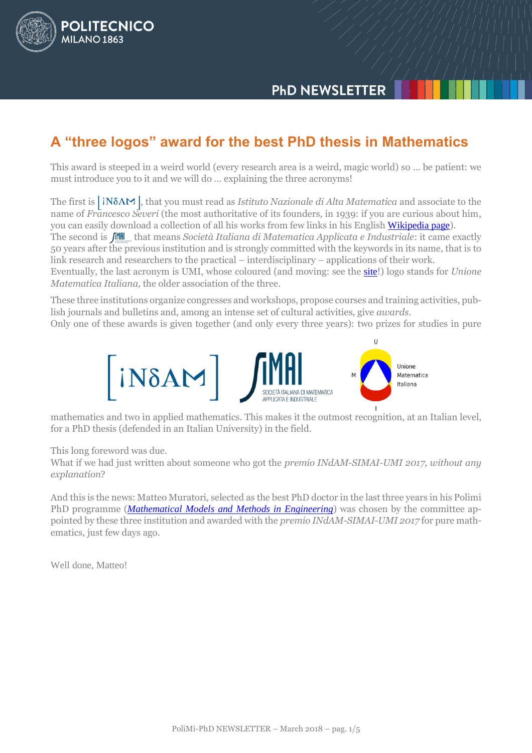# A "three logos" award for the best PhD thesis in Mathematics

This award is steeped in a weird world (every research area is a weird, magic world) so … be patient: we must introduce you to it and we will do … explaining the three acronyms!

The first is [iNδAM], that you must read as *Istituto Nazionale di Alta Matematica* and associate to the name of *Francesco Severi* (the most authoritative of its founders, in 1939: if you are curious about him, you can easily download a collection of all his works from few links in his English Wikipedia page).
The second is SIMAI that means *Società Italiana di Matematica Applicata e Industriale*: it came exactly 50 years after the previous institution and is strongly committed with the keywords in its name, that is to link research and researchers to the practical – interdisciplinary – applications of their work.
Eventually, the last acronym is UMI, whose coloured (and moving: see the site!) logo stands for *Unione Matematica Italiana*, the older association of the three.

These three institutions organize congresses and workshops, propose courses and training activities, publish journals and bulletins and, among an intense set of cultural activities, give *awards*.
Only one of these awards is given together (and only every three years): two prizes for studies in pure mathematics and two in applied mathematics. This makes it the outmost recognition, at an Italian level, for a PhD thesis (defended in an Italian University) in the field.

This long foreword was due.
What if we had just written about someone who got the *premio INdAM-SIMAI-UMI 2017, without any explanation*?

And this is the news: Matteo Muratori, selected as the best PhD doctor in the last three years in his Polimi PhD programme (*Mathematical Models and Methods in Engineering*) was chosen by the committee appointed by these three institution and awarded with the *premio INdAM-SIMAI-UMI 2017* for pure mathematics, just few days ago.

Well done, Matteo!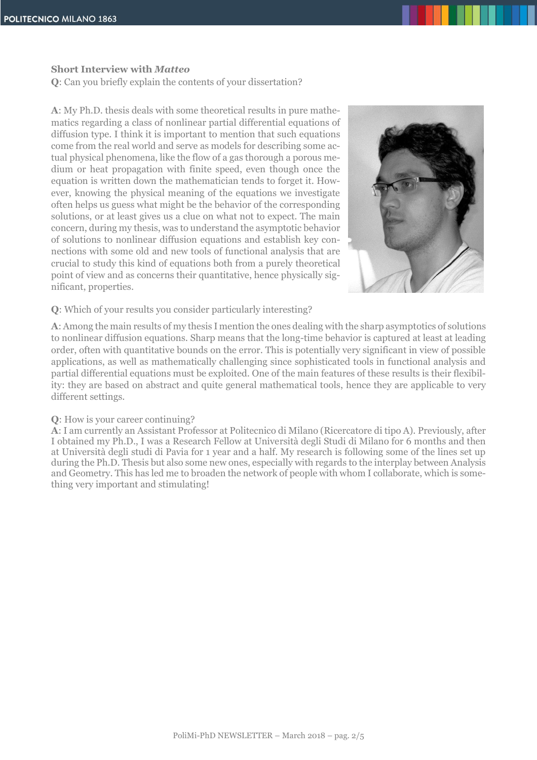**Short Interview with *Matteo***

**Q**: Can you briefly explain the contents of your dissertation?

**A**: My Ph.D. thesis deals with some theoretical results in pure mathematics regarding a class of nonlinear partial differential equations of diffusion type. I think it is important to mention that such equations come from the real world and serve as models for describing some actual physical phenomena, like the flow of a gas thorough a porous medium or heat propagation with finite speed, even though once the equation is written down the mathematician tends to forget it. However, knowing the physical meaning of the equations we investigate often helps us guess what might be the behavior of the corresponding solutions, or at least gives us a clue on what not to expect. The main concern, during my thesis, was to understand the asymptotic behavior of solutions to nonlinear diffusion equations and establish key connections with some old and new tools of functional analysis that are crucial to study this kind of equations both from a purely theoretical point of view and as concerns their quantitative, hence physically significant, properties.

**Q**: Which of your results you consider particularly interesting?

**A**: Among the main results of my thesis I mention the ones dealing with the sharp asymptotics of solutions to nonlinear diffusion equations. Sharp means that the long-time behavior is captured at least at leading order, often with quantitative bounds on the error. This is potentially very significant in view of possible applications, as well as mathematically challenging since sophisticated tools in functional analysis and partial differential equations must be exploited. One of the main features of these results is their flexibility: they are based on abstract and quite general mathematical tools, hence they are applicable to very different settings.

**Q**: How is your career continuing?

**A**: I am currently an Assistant Professor at Politecnico di Milano (Ricercatore di tipo A). Previously, after I obtained my Ph.D., I was a Research Fellow at Università degli Studi di Milano for 6 months and then at Università degli studi di Pavia for 1 year and a half. My research is following some of the lines set up during the Ph.D. Thesis but also some new ones, especially with regards to the interplay between Analysis and Geometry. This has led me to broaden the network of people with whom I collaborate, which is something very important and stimulating!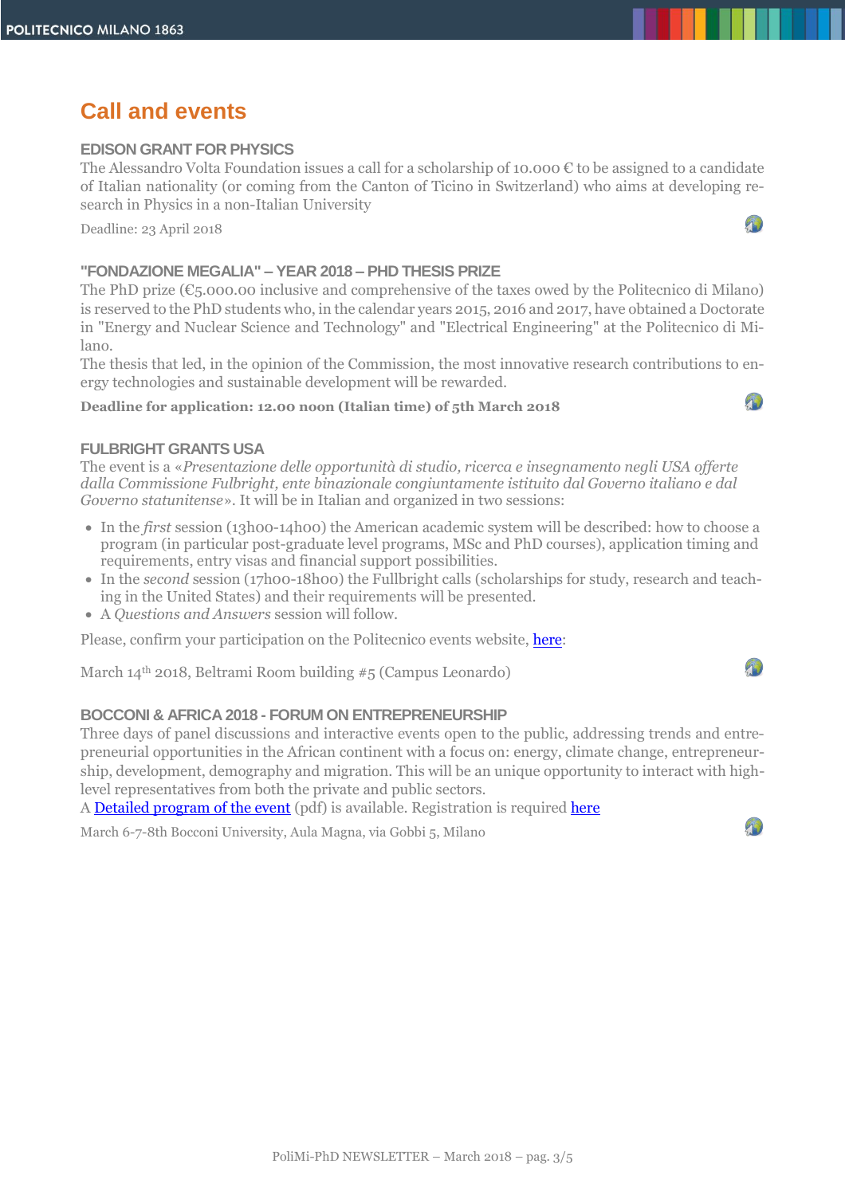# Call and events

### EDISON GRANT FOR PHYSICS

The Alessandro Volta Foundation issues a call for a scholarship of 10.000 € to be assigned to a candidate of Italian nationality (or coming from the Canton of Ticino in Switzerland) who aims at developing research in Physics in a non-Italian University

Deadline: 23 April 2018

### "FONDAZIONE MEGALIA" – YEAR 2018 – PHD THESIS PRIZE

The PhD prize (€5.000.00 inclusive and comprehensive of the taxes owed by the Politecnico di Milano) is reserved to the PhD students who, in the calendar years 2015, 2016 and 2017, have obtained a Doctorate in "Energy and Nuclear Science and Technology" and "Electrical Engineering" at the Politecnico di Milano.

The thesis that led, in the opinion of the Commission, the most innovative research contributions to energy technologies and sustainable development will be rewarded.

**Deadline for application: 12.00 noon (Italian time) of 5th March 2018**

### FULBRIGHT GRANTS USA

The event is a «*Presentazione delle opportunità di studio, ricerca e insegnamento negli USA offerte dalla Commissione Fulbright, ente binazionale congiuntamente istituito dal Governo italiano e dal Governo statunitense*». It will be in Italian and organized in two sessions:

- In the *first* session (13h00-14h00) the American academic system will be described: how to choose a program (in particular post-graduate level programs, MSc and PhD courses), application timing and requirements, entry visas and financial support possibilities.
- In the *second* session (17h00-18h00) the Fullbright calls (scholarships for study, research and teaching in the United States) and their requirements will be presented.
- A *Questions and Answers* session will follow.

Please, confirm your participation on the Politecnico events website, here:

March 14th 2018, Beltrami Room building #5 (Campus Leonardo)

### BOCCONI & AFRICA 2018 - FORUM ON ENTREPRENEURSHIP

Three days of panel discussions and interactive events open to the public, addressing trends and entrepreneurial opportunities in the African continent with a focus on: energy, climate change, entrepreneurship, development, demography and migration. This will be an unique opportunity to interact with high-level representatives from both the private and public sectors.

A Detailed program of the event (pdf) is available. Registration is required here

March 6-7-8th Bocconi University, Aula Magna, via Gobbi 5, Milano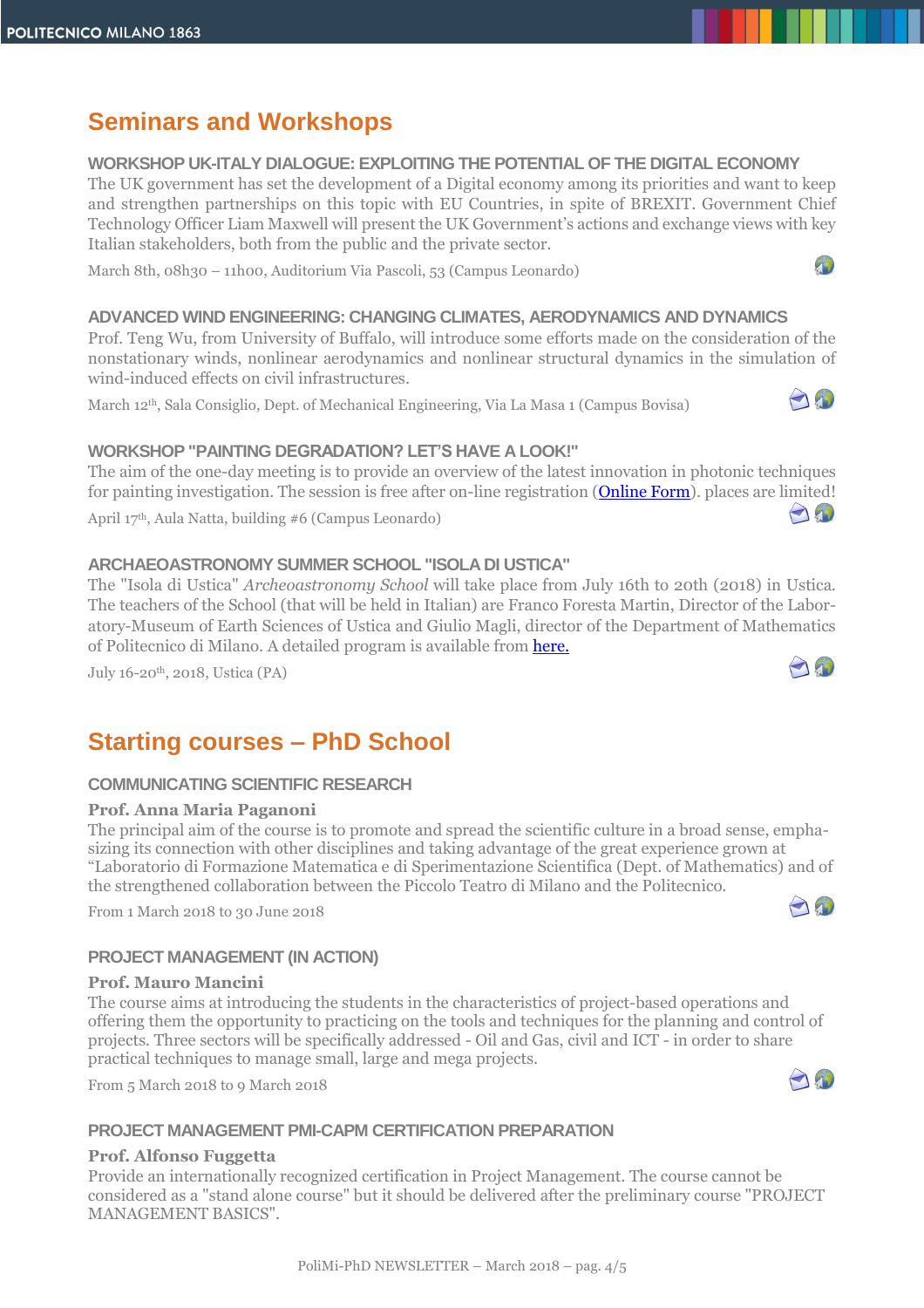## Seminars and Workshops

### WORKSHOP UK-ITALY DIALOGUE: EXPLOITING THE POTENTIAL OF THE DIGITAL ECONOMY

The UK government has set the development of a Digital economy among its priorities and want to keep and strengthen partnerships on this topic with EU Countries, in spite of BREXIT. Government Chief Technology Officer Liam Maxwell will present the UK Government's actions and exchange views with key Italian stakeholders, both from the public and the private sector.

March 8th, 08h30 – 11h00, Auditorium Via Pascoli, 53 (Campus Leonardo)

### ADVANCED WIND ENGINEERING: CHANGING CLIMATES, AERODYNAMICS AND DYNAMICS

Prof. Teng Wu, from University of Buffalo, will introduce some efforts made on the consideration of the nonstationary winds, nonlinear aerodynamics and nonlinear structural dynamics in the simulation of wind-induced effects on civil infrastructures.

March 12th, Sala Consiglio, Dept. of Mechanical Engineering, Via La Masa 1 (Campus Bovisa)

### WORKSHOP "PAINTING DEGRADATION? LET'S HAVE A LOOK!"

The aim of the one-day meeting is to provide an overview of the latest innovation in photonic techniques for painting investigation. The session is free after on-line registration (Online Form). places are limited!

April 17th, Aula Natta, building #6 (Campus Leonardo)

### ARCHAEOASTRONOMY SUMMER SCHOOL "ISOLA DI USTICA"

The "Isola di Ustica" *Archeoastronomy School* will take place from July 16th to 20th (2018) in Ustica. The teachers of the School (that will be held in Italian) are Franco Foresta Martin, Director of the Laboratory-Museum of Earth Sciences of Ustica and Giulio Magli, director of the Department of Mathematics of Politecnico di Milano. A detailed program is available from here.

July 16-20th, 2018, Ustica (PA)

## Starting courses – PhD School

### COMMUNICATING SCIENTIFIC RESEARCH

**Prof. Anna Maria Paganoni**

The principal aim of the course is to promote and spread the scientific culture in a broad sense, emphasizing its connection with other disciplines and taking advantage of the great experience grown at "Laboratorio di Formazione Matematica e di Sperimentazione Scientifica (Dept. of Mathematics) and of the strengthened collaboration between the Piccolo Teatro di Milano and the Politecnico.

From 1 March 2018 to 30 June 2018

### PROJECT MANAGEMENT (IN ACTION)

**Prof. Mauro Mancini**

The course aims at introducing the students in the characteristics of project-based operations and offering them the opportunity to practicing on the tools and techniques for the planning and control of projects. Three sectors will be specifically addressed - Oil and Gas, civil and ICT - in order to share practical techniques to manage small, large and mega projects.

From 5 March 2018 to 9 March 2018

### PROJECT MANAGEMENT PMI-CAPM CERTIFICATION PREPARATION

**Prof. Alfonso Fuggetta**

Provide an internationally recognized certification in Project Management. The course cannot be considered as a "stand alone course" but it should be delivered after the preliminary course "PROJECT MANAGEMENT BASICS".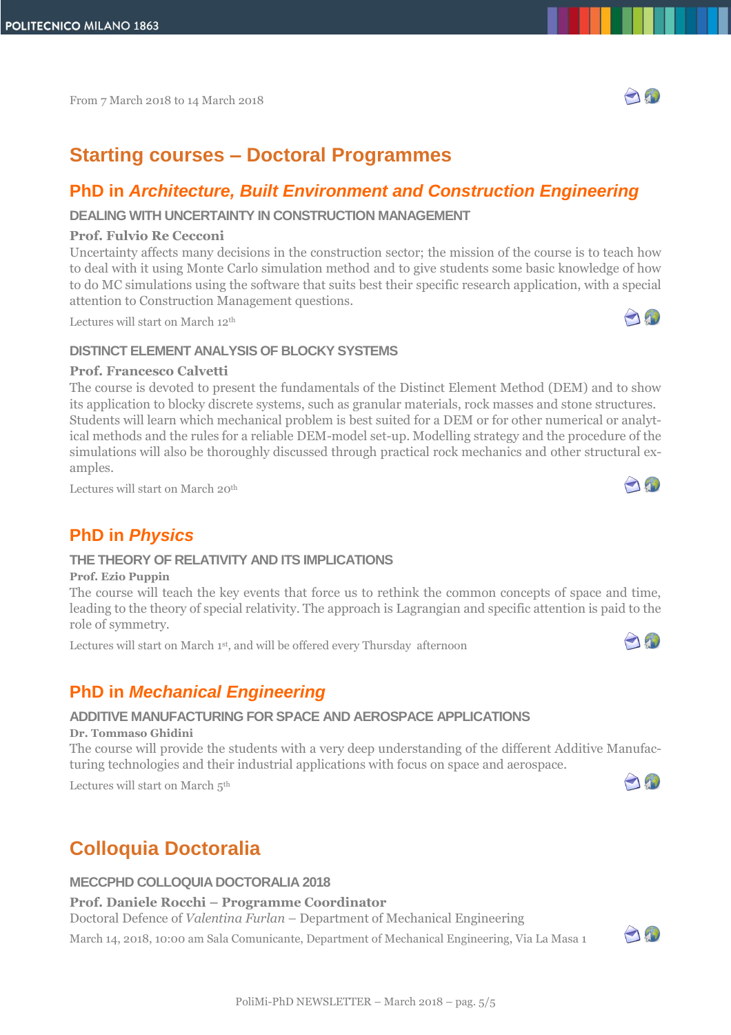From 7 March 2018 to 14 March 2018

# Starting courses – Doctoral Programmes

## PhD in *Architecture, Built Environment and Construction Engineering*

### DEALING WITH UNCERTAINTY IN CONSTRUCTION MANAGEMENT

**Prof. Fulvio Re Cecconi**

Uncertainty affects many decisions in the construction sector; the mission of the course is to teach how to deal with it using Monte Carlo simulation method and to give students some basic knowledge of how to do MC simulations using the software that suits best their specific research application, with a special attention to Construction Management questions.

Lectures will start on March 12th

### DISTINCT ELEMENT ANALYSIS OF BLOCKY SYSTEMS

**Prof. Francesco Calvetti**

The course is devoted to present the fundamentals of the Distinct Element Method (DEM) and to show its application to blocky discrete systems, such as granular materials, rock masses and stone structures. Students will learn which mechanical problem is best suited for a DEM or for other numerical or analytical methods and the rules for a reliable DEM-model set-up. Modelling strategy and the procedure of the simulations will also be thoroughly discussed through practical rock mechanics and other structural examples.

Lectures will start on March 20th

## PhD in *Physics*

### THE THEORY OF RELATIVITY AND ITS IMPLICATIONS

**Prof. Ezio Puppin**

The course will teach the key events that force us to rethink the common concepts of space and time, leading to the theory of special relativity. The approach is Lagrangian and specific attention is paid to the role of symmetry.

Lectures will start on March 1st, and will be offered every Thursday afternoon

## PhD in *Mechanical Engineering*

### ADDITIVE MANUFACTURING FOR SPACE AND AEROSPACE APPLICATIONS

**Dr. Tommaso Ghidini**

The course will provide the students with a very deep understanding of the different Additive Manufacturing technologies and their industrial applications with focus on space and aerospace.

Lectures will start on March 5th

# Colloquia Doctoralia

### MECCPHD COLLOQUIA DOCTORALIA 2018

**Prof. Daniele Rocchi – Programme Coordinator**

Doctoral Defence of *Valentina Furlan* – Department of Mechanical Engineering

March 14, 2018, 10:00 am Sala Comunicante, Department of Mechanical Engineering, Via La Masa 1